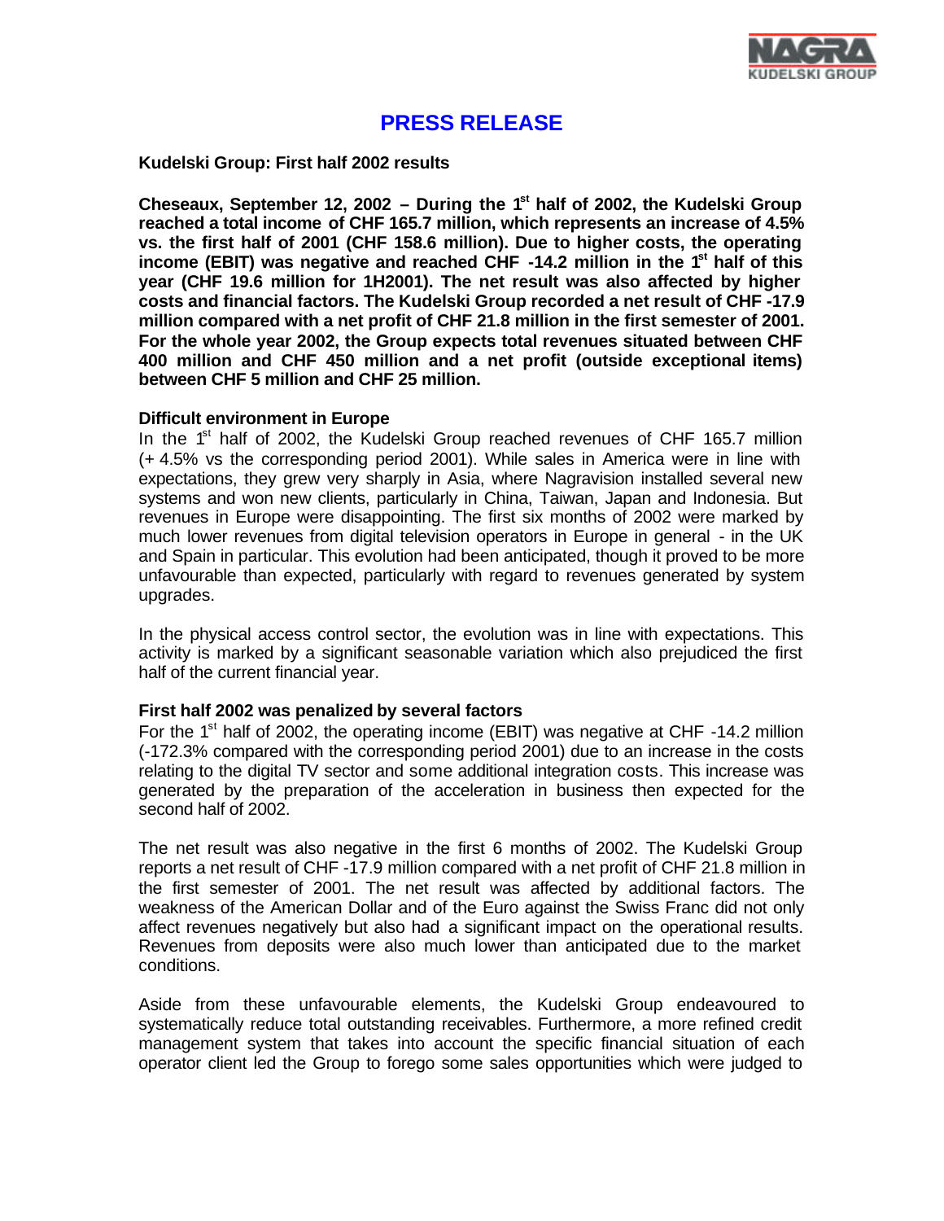# PRESS RELEASE

**Kudelski Group: First half 2002 results**

**Cheseaux, September 12, 2002 – During the 1st half of 2002, the Kudelski Group reached a total income of CHF 165.7 million, which represents an increase of 4.5% vs. the first half of 2001 (CHF 158.6 million). Due to higher costs, the operating income (EBIT) was negative and reached CHF -14.2 million in the 1st half of this year (CHF 19.6 million for 1H2001). The net result was also affected by higher costs and financial factors. The Kudelski Group recorded a net result of CHF -17.9 million compared with a net profit of CHF 21.8 million in the first semester of 2001. For the whole year 2002, the Group expects total revenues situated between CHF 400 million and CHF 450 million and a net profit (outside exceptional items) between CHF 5 million and CHF 25 million.**

### Difficult environment in Europe

In the 1st half of 2002, the Kudelski Group reached revenues of CHF 165.7 million (+ 4.5% vs the corresponding period 2001). While sales in America were in line with expectations, they grew very sharply in Asia, where Nagravision installed several new systems and won new clients, particularly in China, Taiwan, Japan and Indonesia. But revenues in Europe were disappointing. The first six months of 2002 were marked by much lower revenues from digital television operators in Europe in general - in the UK and Spain in particular. This evolution had been anticipated, though it proved to be more unfavourable than expected, particularly with regard to revenues generated by system upgrades.

In the physical access control sector, the evolution was in line with expectations. This activity is marked by a significant seasonable variation which also prejudiced the first half of the current financial year.

### First half 2002 was penalized by several factors

For the 1st half of 2002, the operating income (EBIT) was negative at CHF -14.2 million (-172.3% compared with the corresponding period 2001) due to an increase in the costs relating to the digital TV sector and some additional integration costs. This increase was generated by the preparation of the acceleration in business then expected for the second half of 2002.

The net result was also negative in the first 6 months of 2002. The Kudelski Group reports a net result of CHF -17.9 million compared with a net profit of CHF 21.8 million in the first semester of 2001. The net result was affected by additional factors. The weakness of the American Dollar and of the Euro against the Swiss Franc did not only affect revenues negatively but also had a significant impact on the operational results. Revenues from deposits were also much lower than anticipated due to the market conditions.

Aside from these unfavourable elements, the Kudelski Group endeavoured to systematically reduce total outstanding receivables. Furthermore, a more refined credit management system that takes into account the specific financial situation of each operator client led the Group to forego some sales opportunities which were judged to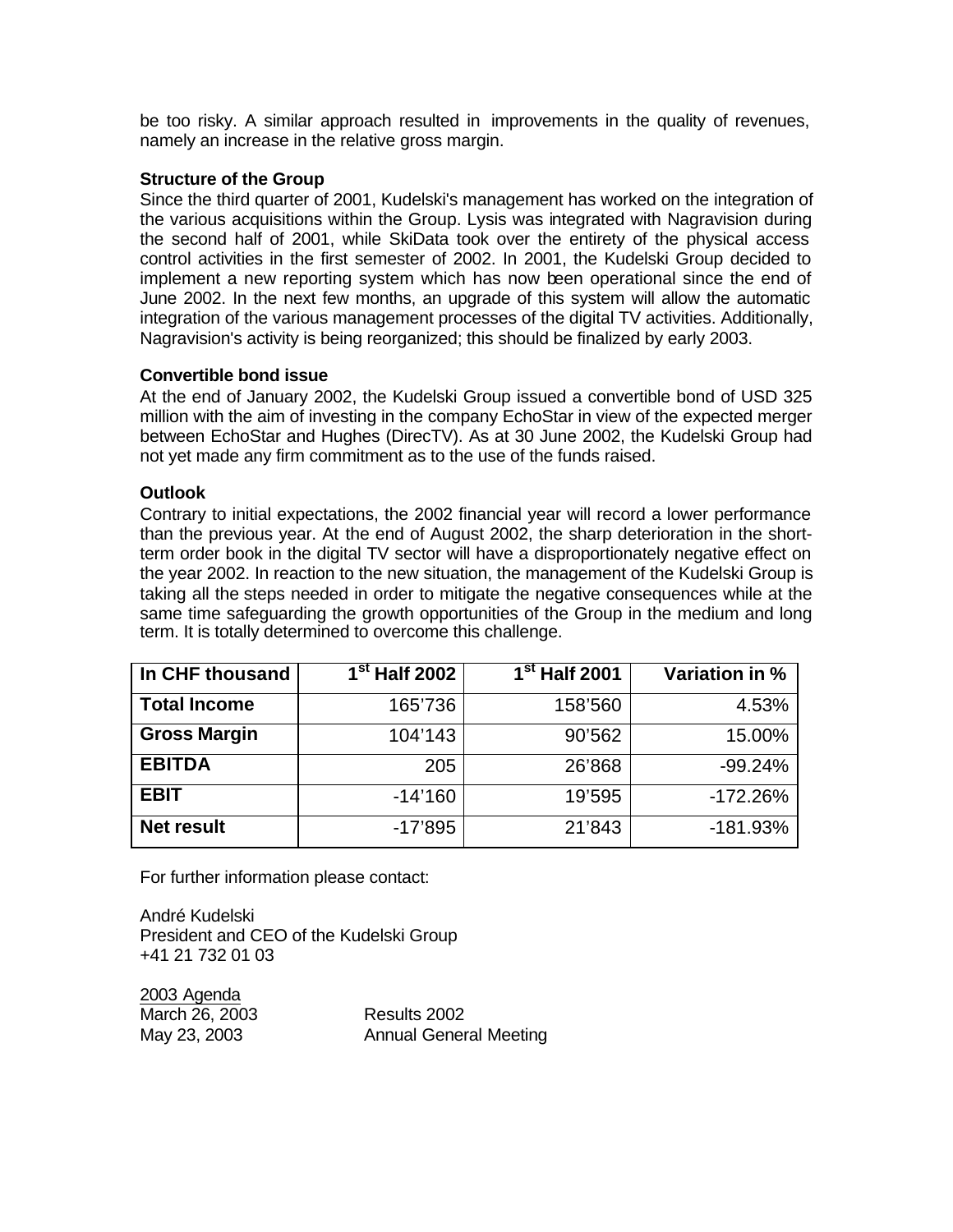be too risky. A similar approach resulted in improvements in the quality of revenues, namely an increase in the relative gross margin.

**Structure of the Group**

Since the third quarter of 2001, Kudelski's management has worked on the integration of the various acquisitions within the Group. Lysis was integrated with Nagravision during the second half of 2001, while SkiData took over the entirety of the physical access control activities in the first semester of 2002. In 2001, the Kudelski Group decided to implement a new reporting system which has now been operational since the end of June 2002. In the next few months, an upgrade of this system will allow the automatic integration of the various management processes of the digital TV activities. Additionally, Nagravision's activity is being reorganized; this should be finalized by early 2003.

**Convertible bond issue**

At the end of January 2002, the Kudelski Group issued a convertible bond of USD 325 million with the aim of investing in the company EchoStar in view of the expected merger between EchoStar and Hughes (DirecTV). As at 30 June 2002, the Kudelski Group had not yet made any firm commitment as to the use of the funds raised.

**Outlook**

Contrary to initial expectations, the 2002 financial year will record a lower performance than the previous year. At the end of August 2002, the sharp deterioration in the short-term order book in the digital TV sector will have a disproportionately negative effect on the year 2002. In reaction to the new situation, the management of the Kudelski Group is taking all the steps needed in order to mitigate the negative consequences while at the same time safeguarding the growth opportunities of the Group in the medium and long term. It is totally determined to overcome this challenge.

| In CHF thousand | 1st Half 2002 | 1st Half 2001 | Variation in % |
|---|---|---|---|
| **Total Income** | 165'736 | 158'560 | 4.53% |
| **Gross Margin** | 104'143 | 90'562 | 15.00% |
| **EBITDA** | 205 | 26'868 | -99.24% |
| **EBIT** | -14'160 | 19'595 | -172.26% |
| **Net result** | -17'895 | 21'843 | -181.93% |

For further information please contact:

André Kudelski
President and CEO of the Kudelski Group
+41 21 732 01 03

2003 Agenda

March 26, 2003 Results 2002
May 23, 2003 Annual General Meeting